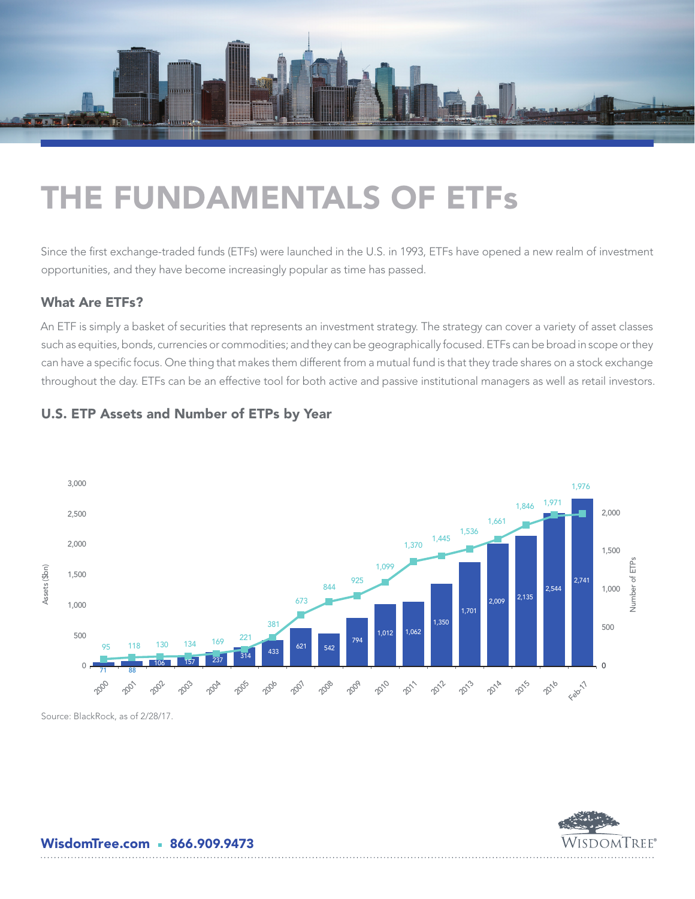# THE FUNDAMENTALS OF ETFs

Since the first exchange-traded funds (ETFs) were launched in the U.S. in 1993, ETFs have opened a new realm of investment opportunities, and they have become increasingly popular as time has passed.

## What Are ETFs?

An ETF is simply a basket of securities that represents an investment strategy. The strategy can cover a variety of asset classes such as equities, bonds, currencies or commodities; and they can be geographically focused. ETFs can be broad in scope or they can have a specific focus. One thing that makes them different from a mutual fund is that they trade shares on a stock exchange throughout the day. ETFs can be an effective tool for both active and passive institutional managers as well as retail investors.

## U.S. ETP Assets and Number of ETPs by Year

| Year | Assets ($bn) | Number of ETPs |
|---|---|---|
| 2000 | 71 | 95 |
| 2001 | 88 | 118 |
| 2002 | 106 | 130 |
| 2003 | 157 | 134 |
| 2004 | 237 | 169 |
| 2005 | 314 | 221 |
| 2006 | 433 | 381 |
| 2007 | 621 | 673 |
| 2008 | 542 | 844 |
| 2009 | 794 | 925 |
| 2010 | 1,012 | 1,099 |
| 2011 | 1,062 | 1,370 |
| 2012 | 1,350 | 1,445 |
| 2013 | 1,701 | 1,536 |
| 2014 | 2,009 | 1,661 |
| 2015 | 2,135 | 1,846 |
| 2016 | 2,544 | 1,971 |
| Feb-17 | 2,741 | 1,976 |

Source: BlackRock, as of 2/28/17.

**WisdomTree.com ▪ 866.909.9473**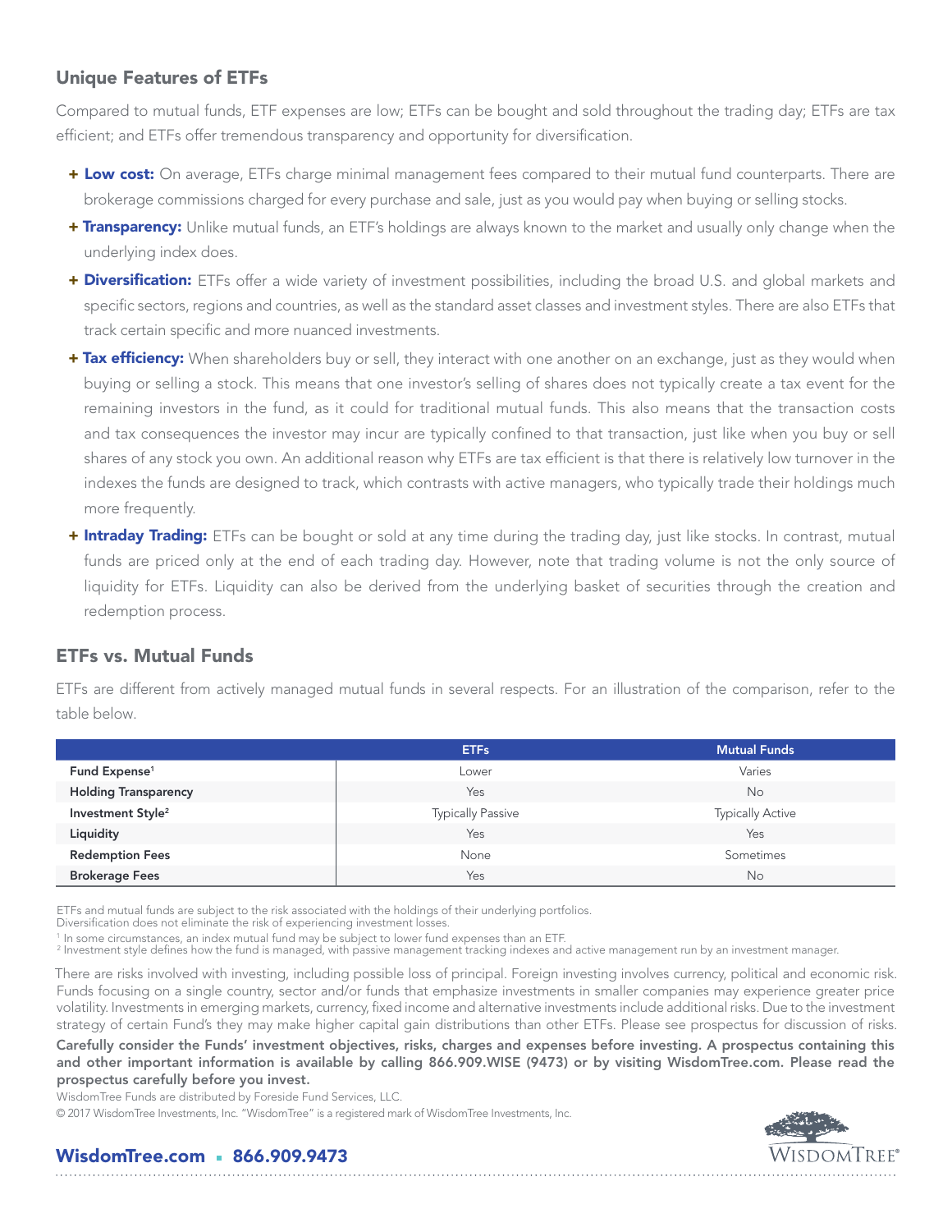## Unique Features of ETFs

Compared to mutual funds, ETF expenses are low; ETFs can be bought and sold throughout the trading day; ETFs are tax efficient; and ETFs offer tremendous transparency and opportunity for diversification.

- **Low cost:** On average, ETFs charge minimal management fees compared to their mutual fund counterparts. There are brokerage commissions charged for every purchase and sale, just as you would pay when buying or selling stocks.
- **Transparency:** Unlike mutual funds, an ETF's holdings are always known to the market and usually only change when the underlying index does.
- **Diversification:** ETFs offer a wide variety of investment possibilities, including the broad U.S. and global markets and specific sectors, regions and countries, as well as the standard asset classes and investment styles. There are also ETFs that track certain specific and more nuanced investments.
- **Tax efficiency:** When shareholders buy or sell, they interact with one another on an exchange, just as they would when buying or selling a stock. This means that one investor's selling of shares does not typically create a tax event for the remaining investors in the fund, as it could for traditional mutual funds. This also means that the transaction costs and tax consequences the investor may incur are typically confined to that transaction, just like when you buy or sell shares of any stock you own. An additional reason why ETFs are tax efficient is that there is relatively low turnover in the indexes the funds are designed to track, which contrasts with active managers, who typically trade their holdings much more frequently.
- **Intraday Trading:** ETFs can be bought or sold at any time during the trading day, just like stocks. In contrast, mutual funds are priced only at the end of each trading day. However, note that trading volume is not the only source of liquidity for ETFs. Liquidity can also be derived from the underlying basket of securities through the creation and redemption process.

## ETFs vs. Mutual Funds

ETFs are different from actively managed mutual funds in several respects. For an illustration of the comparison, refer to the table below.

| | ETFs | Mutual Funds |
|---|---|---|
| **Fund Expense**[1] | Lower | Varies |
| **Holding Transparency** | Yes | No |
| **Investment Style**[2] | Typically Passive | Typically Active |
| **Liquidity** | Yes | Yes |
| **Redemption Fees** | None | Sometimes |
| **Brokerage Fees** | Yes | No |

ETFs and mutual funds are subject to the risk associated with the holdings of their underlying portfolios.
Diversification does not eliminate the risk of experiencing investment losses.

[1] In some circumstances, an index mutual fund may be subject to lower fund expenses than an ETF.
[2] Investment style defines how the fund is managed, with passive management tracking indexes and active management run by an investment manager.

There are risks involved with investing, including possible loss of principal. Foreign investing involves currency, political and economic risk. Funds focusing on a single country, sector and/or funds that emphasize investments in smaller companies may experience greater price volatility. Investments in emerging markets, currency, fixed income and alternative investments include additional risks. Due to the investment strategy of certain Fund's they may make higher capital gain distributions than other ETFs. Please see prospectus for discussion of risks.

**Carefully consider the Funds' investment objectives, risks, charges and expenses before investing. A prospectus containing this and other important information is available by calling 866.909.WISE (9473) or by visiting WisdomTree.com. Please read the prospectus carefully before you invest.**

WisdomTree Funds are distributed by Foreside Fund Services, LLC.

© 2017 WisdomTree Investments, Inc. "WisdomTree" is a registered mark of WisdomTree Investments, Inc.

**WisdomTree.com ▪ 866.909.9473**

WisdomTree®